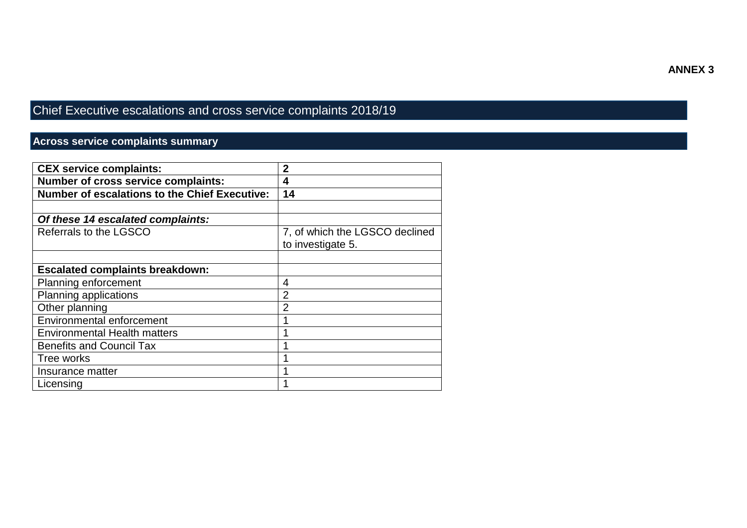**ANNEX 3**

# Chief Executive escalations and cross service complaints 2018/19

## Across service complaints summary

| **CEX service complaints:** | **2** |
|---|---|
| **Number of cross service complaints:** | **4** |
| **Number of escalations to the Chief Executive:** | **14** |
| | |
| ***Of these 14 escalated complaints:*** | |
| Referrals to the LGSCO | 7, of which the LGSCO declined to investigate 5. |
| | |
| **Escalated complaints breakdown:** | |
| Planning enforcement | 4 |
| Planning applications | 2 |
| Other planning | 2 |
| Environmental enforcement | 1 |
| Environmental Health matters | 1 |
| Benefits and Council Tax | 1 |
| Tree works | 1 |
| Insurance matter | 1 |
| Licensing | 1 |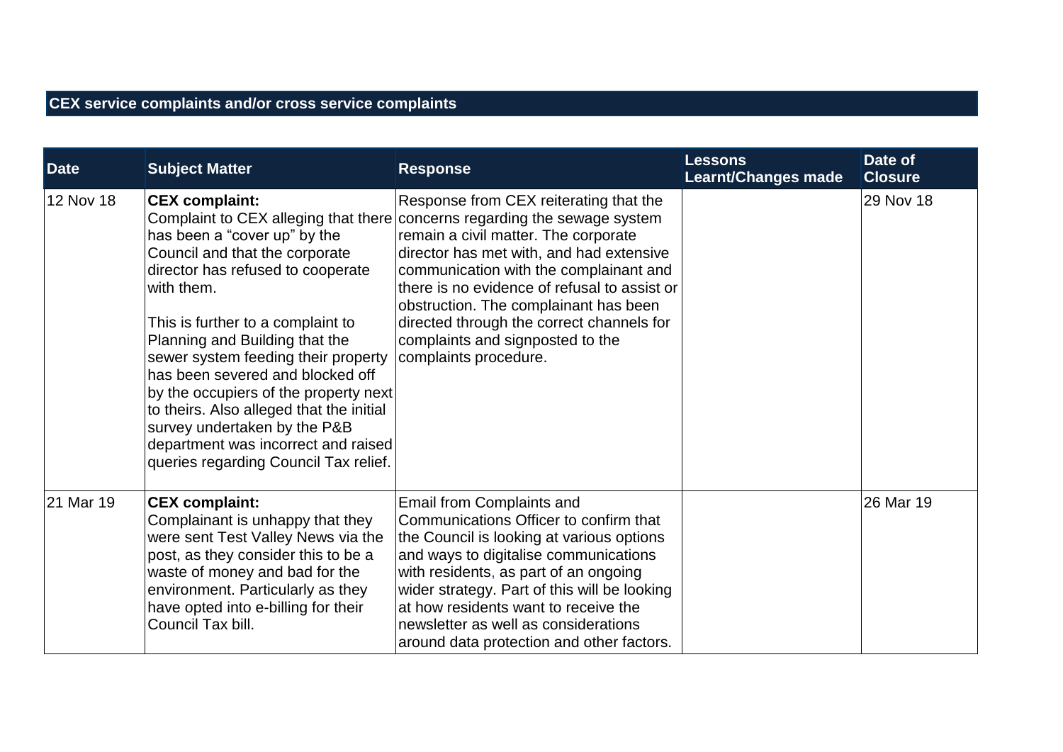## CEX service complaints and/or cross service complaints

| Date | Subject Matter | Response | Lessons Learnt/Changes made | Date of Closure |
|---|---|---|---|---|
| 12 Nov 18 | **CEX complaint:**<br>Complaint to CEX alleging that there has been a "cover up" by the Council and that the corporate director has refused to cooperate with them.<br><br>This is further to a complaint to Planning and Building that the sewer system feeding their property has been severed and blocked off by the occupiers of the property next to theirs. Also alleged that the initial survey undertaken by the P&B department was incorrect and raised queries regarding Council Tax relief. | Response from CEX reiterating that the concerns regarding the sewage system remain a civil matter. The corporate director has met with, and had extensive communication with the complainant and there is no evidence of refusal to assist or obstruction. The complainant has been directed through the correct channels for complaints and signposted to the complaints procedure. | | 29 Nov 18 |
| 21 Mar 19 | **CEX complaint:**<br>Complainant is unhappy that they were sent Test Valley News via the post, as they consider this to be a waste of money and bad for the environment. Particularly as they have opted into e-billing for their Council Tax bill. | Email from Complaints and Communications Officer to confirm that the Council is looking at various options and ways to digitalise communications with residents, as part of an ongoing wider strategy. Part of this will be looking at how residents want to receive the newsletter as well as considerations around data protection and other factors. | | 26 Mar 19 |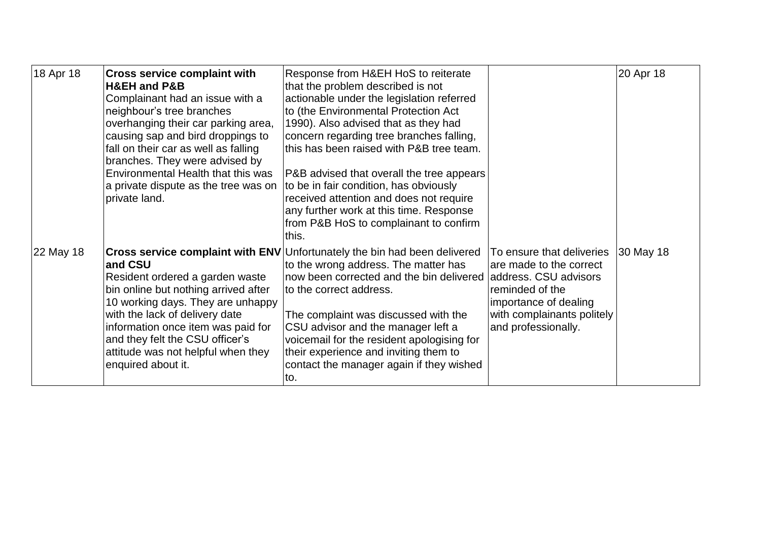| | | | | |
|---|---|---|---|---|
| 18 Apr 18 | **Cross service complaint with H&EH and P&B** Complainant had an issue with a neighbour's tree branches overhanging their car parking area, causing sap and bird droppings to fall on their car as well as falling branches. They were advised by Environmental Health that this was a private dispute as the tree was on private land. | Response from H&EH HoS to reiterate that the problem described is not actionable under the legislation referred to (the Environmental Protection Act 1990). Also advised that as they had concern regarding tree branches falling, this has been raised with P&B tree team.<br><br>P&B advised that overall the tree appears to be in fair condition, has obviously received attention and does not require any further work at this time. Response from P&B HoS to complainant to confirm this. | | 20 Apr 18 |
| 22 May 18 | **Cross service complaint with ENV and CSU** Resident ordered a garden waste bin online but nothing arrived after 10 working days. They are unhappy with the lack of delivery date information once item was paid for and they felt the CSU officer's attitude was not helpful when they enquired about it. | Unfortunately the bin had been delivered to the wrong address. The matter has now been corrected and the bin delivered to the correct address.<br><br>The complaint was discussed with the CSU advisor and the manager left a voicemail for the resident apologising for their experience and inviting them to contact the manager again if they wished to. | To ensure that deliveries are made to the correct address. CSU advisors reminded of the importance of dealing with complainants politely and professionally. | 30 May 18 |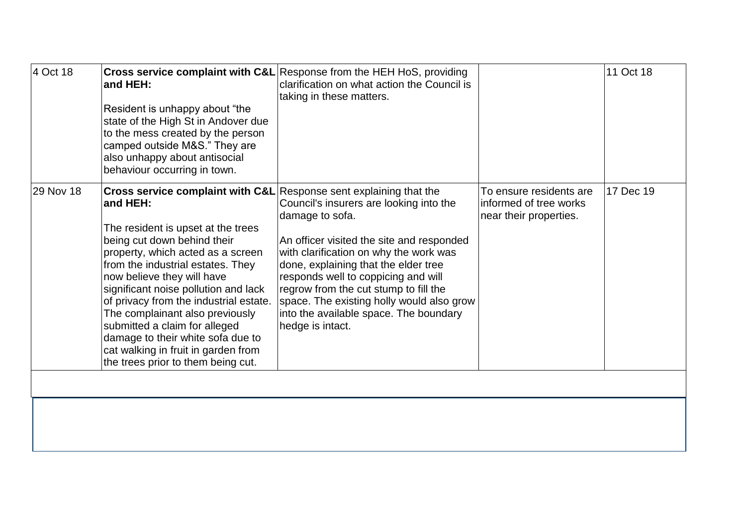| | | | | |
|---|---|---|---|---|
| 4 Oct 18 | **Cross service complaint with C&L and HEH:**<br><br>Resident is unhappy about "the state of the High St in Andover due to the mess created by the person camped outside M&S." They are also unhappy about antisocial behaviour occurring in town. | Response from the HEH HoS, providing clarification on what action the Council is taking in these matters. | | 11 Oct 18 |
| 29 Nov 18 | **Cross service complaint with C&L and HEH:**<br><br>The resident is upset at the trees being cut down behind their property, which acted as a screen from the industrial estates. They now believe they will have significant noise pollution and lack of privacy from the industrial estate. The complainant also previously submitted a claim for alleged damage to their white sofa due to cat walking in fruit in garden from the trees prior to them being cut. | Response sent explaining that the Council's insurers are looking into the damage to sofa.<br><br>An officer visited the site and responded with clarification on why the work was done, explaining that the elder tree responds well to coppicing and will regrow from the cut stump to fill the space. The existing holly would also grow into the available space. The boundary hedge is intact. | To ensure residents are informed of tree works near their properties. | 17 Dec 19 |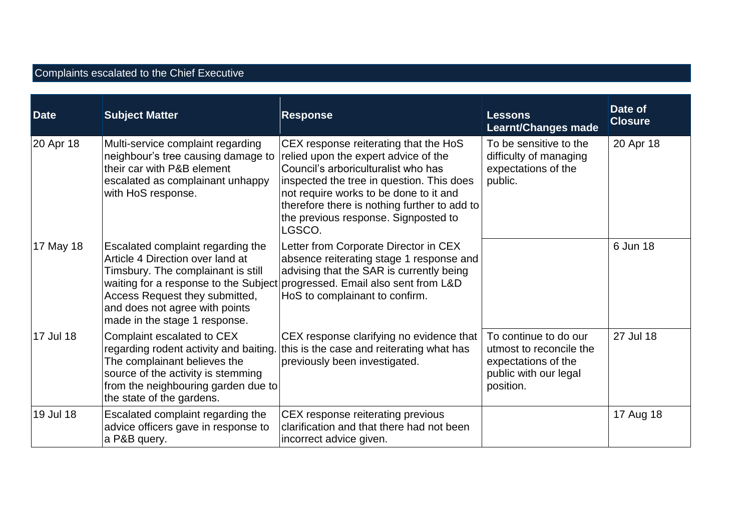## Complaints escalated to the Chief Executive

| Date | Subject Matter | Response | Lessons Learnt/Changes made | Date of Closure |
|---|---|---|---|---|
| 20 Apr 18 | Multi-service complaint regarding neighbour's tree causing damage to their car with P&B element escalated as complainant unhappy with HoS response. | CEX response reiterating that the HoS relied upon the expert advice of the Council's arboriculturalist who has inspected the tree in question. This does not require works to be done to it and therefore there is nothing further to add to the previous response. Signposted to LGSCO. | To be sensitive to the difficulty of managing expectations of the public. | 20 Apr 18 |
| 17 May 18 | Escalated complaint regarding the Article 4 Direction over land at Timsbury. The complainant is still waiting for a response to the Subject Access Request they submitted, and does not agree with points made in the stage 1 response. | Letter from Corporate Director in CEX absence reiterating stage 1 response and advising that the SAR is currently being progressed. Email also sent from L&D HoS to complainant to confirm. | | 6 Jun 18 |
| 17 Jul 18 | Complaint escalated to CEX regarding rodent activity and baiting. The complainant believes the source of the activity is stemming from the neighbouring garden due to the state of the gardens. | CEX response clarifying no evidence that this is the case and reiterating what has previously been investigated. | To continue to do our utmost to reconcile the expectations of the public with our legal position. | 27 Jul 18 |
| 19 Jul 18 | Escalated complaint regarding the advice officers gave in response to a P&B query. | CEX response reiterating previous clarification and that there had not been incorrect advice given. | | 17 Aug 18 |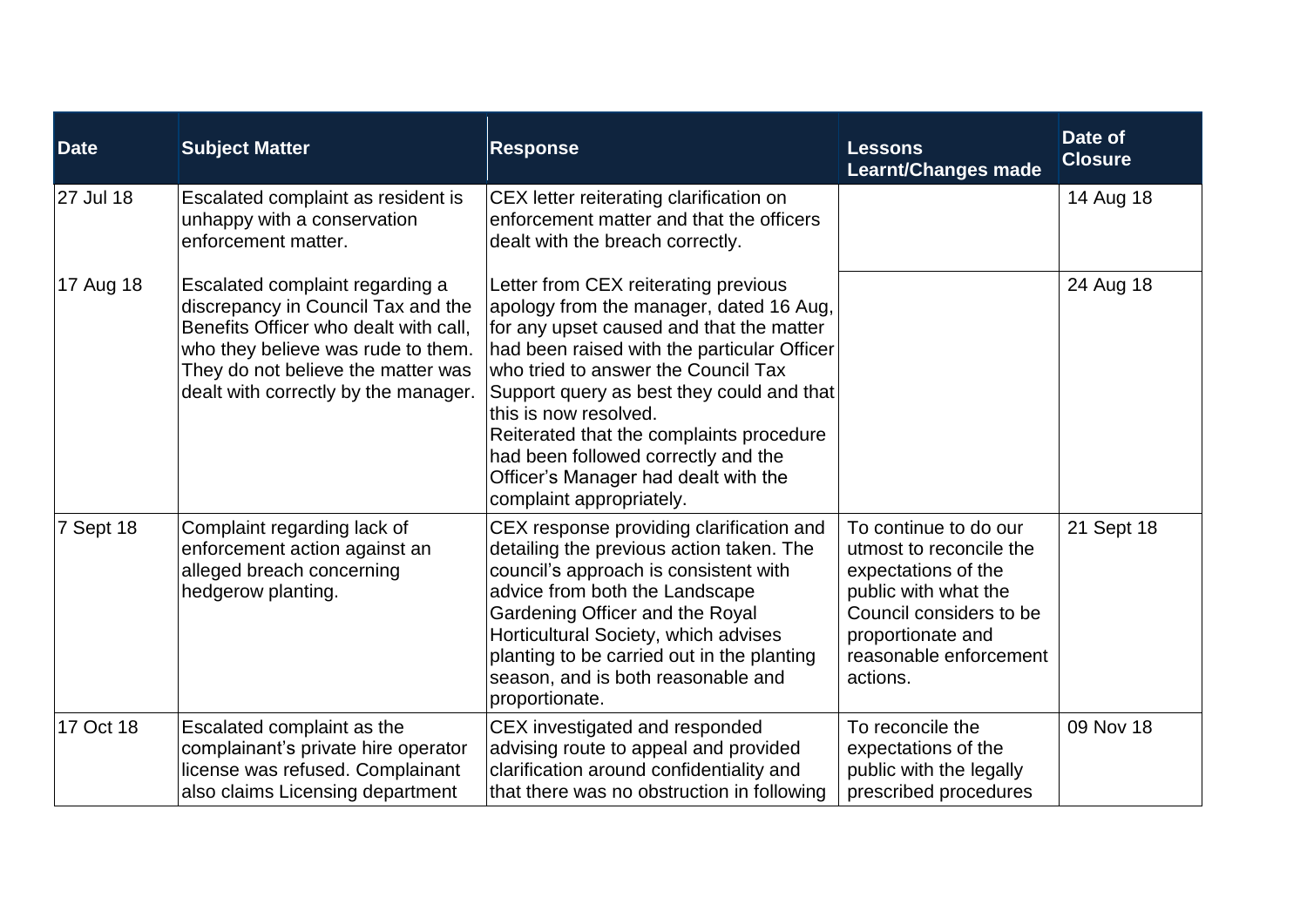| Date | Subject Matter | Response | Lessons Learnt/Changes made | Date of Closure |
|---|---|---|---|---|
| 27 Jul 18 | Escalated complaint as resident is unhappy with a conservation enforcement matter. | CEX letter reiterating clarification on enforcement matter and that the officers dealt with the breach correctly. | | 14 Aug 18 |
| 17 Aug 18 | Escalated complaint regarding a discrepancy in Council Tax and the Benefits Officer who dealt with call, who they believe was rude to them. They do not believe the matter was dealt with correctly by the manager. | Letter from CEX reiterating previous apology from the manager, dated 16 Aug, for any upset caused and that the matter had been raised with the particular Officer who tried to answer the Council Tax Support query as best they could and that this is now resolved.<br>Reiterated that the complaints procedure had been followed correctly and the Officer's Manager had dealt with the complaint appropriately. | | 24 Aug 18 |
| 7 Sept 18 | Complaint regarding lack of enforcement action against an alleged breach concerning hedgerow planting. | CEX response providing clarification and detailing the previous action taken. The council's approach is consistent with advice from both the Landscape Gardening Officer and the Royal Horticultural Society, which advises planting to be carried out in the planting season, and is both reasonable and proportionate. | To continue to do our utmost to reconcile the expectations of the public with what the Council considers to be proportionate and reasonable enforcement actions. | 21 Sept 18 |
| 17 Oct 18 | Escalated complaint as the complainant's private hire operator license was refused. Complainant also claims Licensing department | CEX investigated and responded advising route to appeal and provided clarification around confidentiality and that there was no obstruction in following | To reconcile the expectations of the public with the legally prescribed procedures | 09 Nov 18 |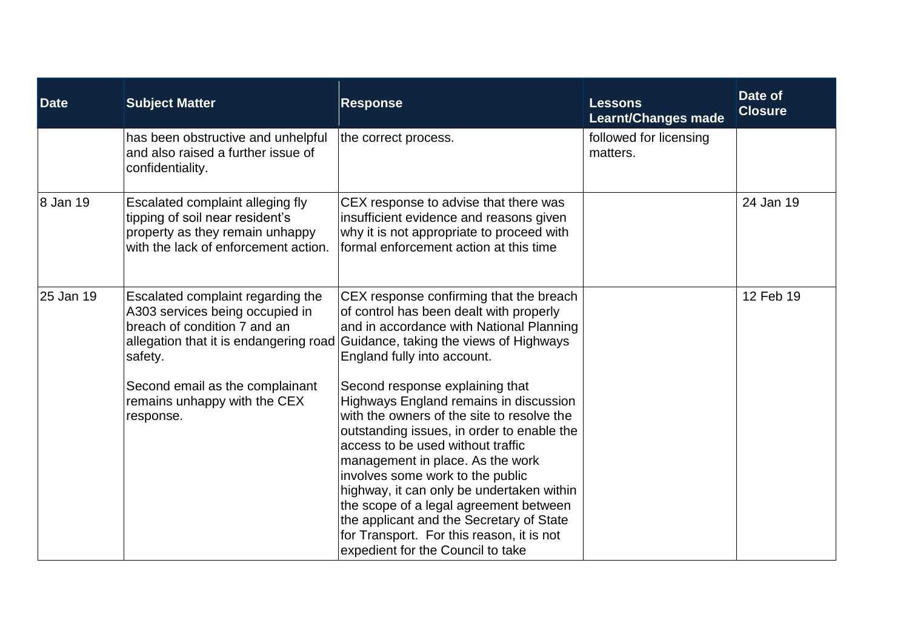| Date | Subject Matter | Response | Lessons Learnt/Changes made | Date of Closure |
|---|---|---|---|---|
| | has been obstructive and unhelpful and also raised a further issue of confidentiality. | the correct process. | followed for licensing matters. | |
| 8 Jan 19 | Escalated complaint alleging fly tipping of soil near resident's property as they remain unhappy with the lack of enforcement action. | CEX response to advise that there was insufficient evidence and reasons given why it is not appropriate to proceed with formal enforcement action at this time | | 24 Jan 19 |
| 25 Jan 19 | Escalated complaint regarding the A303 services being occupied in breach of condition 7 and an allegation that it is endangering road safety.<br><br>Second email as the complainant remains unhappy with the CEX response. | CEX response confirming that the breach of control has been dealt with properly and in accordance with National Planning Guidance, taking the views of Highways England fully into account.<br><br>Second response explaining that Highways England remains in discussion with the owners of the site to resolve the outstanding issues, in order to enable the access to be used without traffic management in place. As the work involves some work to the public highway, it can only be undertaken within the scope of a legal agreement between the applicant and the Secretary of State for Transport. For this reason, it is not expedient for the Council to take | | 12 Feb 19 |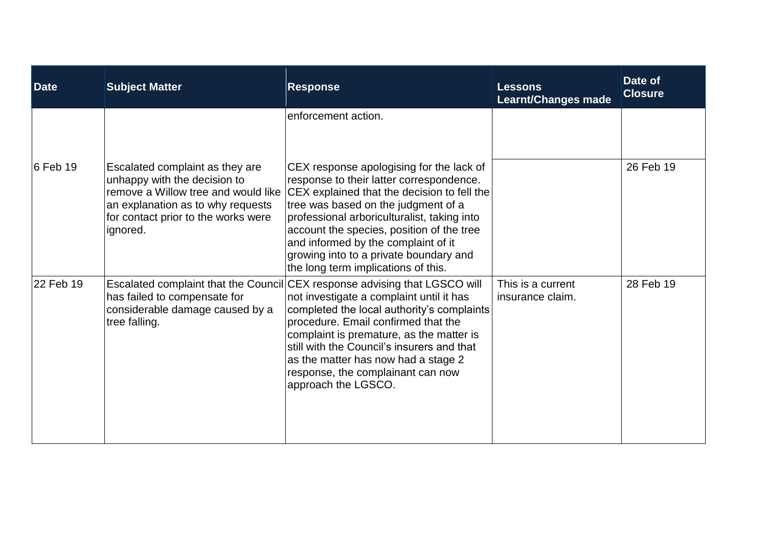| Date | Subject Matter | Response | Lessons Learnt/Changes made | Date of Closure |
|---|---|---|---|---|
| | | enforcement action. | | |
| 6 Feb 19 | Escalated complaint as they are unhappy with the decision to remove a Willow tree and would like an explanation as to why requests for contact prior to the works were ignored. | CEX response apologising for the lack of response to their latter correspondence. CEX explained that the decision to fell the tree was based on the judgment of a professional arboriculturalist, taking into account the species, position of the tree and informed by the complaint of it growing into to a private boundary and the long term implications of this. | | 26 Feb 19 |
| 22 Feb 19 | Escalated complaint that the Council has failed to compensate for considerable damage caused by a tree falling. | CEX response advising that LGSCO will not investigate a complaint until it has completed the local authority's complaints procedure. Email confirmed that the complaint is premature, as the matter is still with the Council's insurers and that as the matter has now had a stage 2 response, the complainant can now approach the LGSCO. | This is a current insurance claim. | 28 Feb 19 |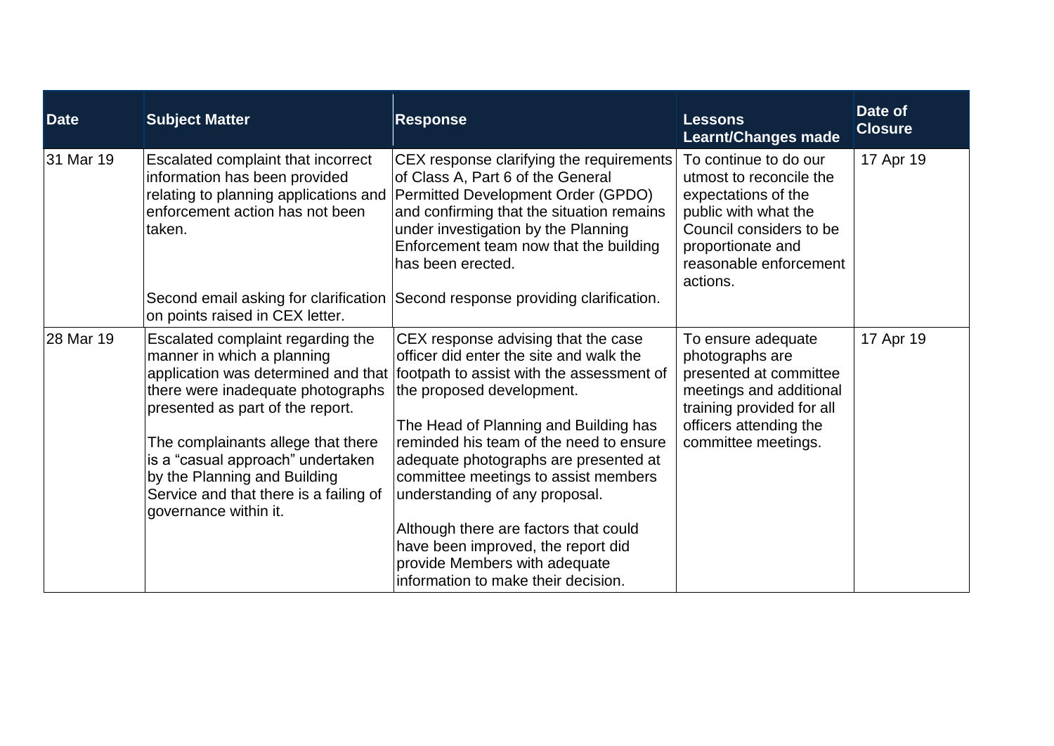| Date | Subject Matter | Response | Lessons Learnt/Changes made | Date of Closure |
|---|---|---|---|---|
| 31 Mar 19 | Escalated complaint that incorrect information has been provided relating to planning applications and enforcement action has not been taken.<br><br>Second email asking for clarification on points raised in CEX letter. | CEX response clarifying the requirements of Class A, Part 6 of the General Permitted Development Order (GPDO) and confirming that the situation remains under investigation by the Planning Enforcement team now that the building has been erected.<br><br>Second response providing clarification. | To continue to do our utmost to reconcile the expectations of the public with what the Council considers to be proportionate and reasonable enforcement actions. | 17 Apr 19 |
| 28 Mar 19 | Escalated complaint regarding the manner in which a planning application was determined and that there were inadequate photographs presented as part of the report.<br><br>The complainants allege that there is a "casual approach" undertaken by the Planning and Building Service and that there is a failing of governance within it. | CEX response advising that the case officer did enter the site and walk the footpath to assist with the assessment of the proposed development.<br><br>The Head of Planning and Building has reminded his team of the need to ensure adequate photographs are presented at committee meetings to assist members understanding of any proposal.<br><br>Although there are factors that could have been improved, the report did provide Members with adequate information to make their decision. | To ensure adequate photographs are presented at committee meetings and additional training provided for all officers attending the committee meetings. | 17 Apr 19 |